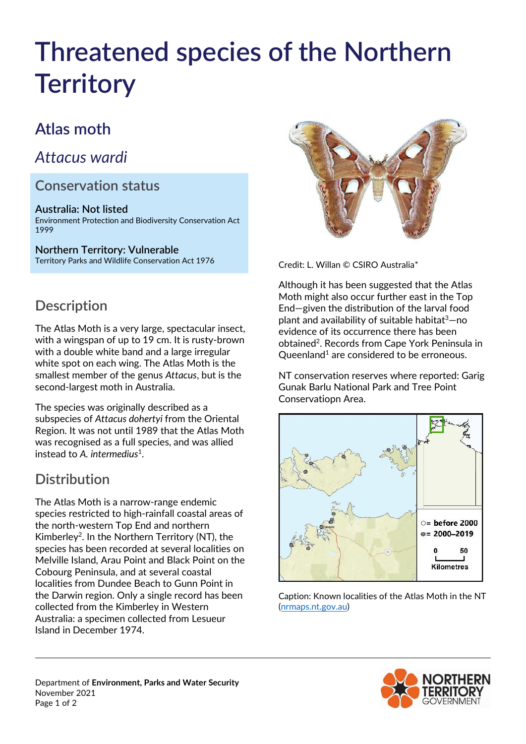# Threatened species of the Northern Territory

## Atlas moth

## *Attacus wardi*

### Conservation status

**Australia: Not listed**
Environment Protection and Biodiversity Conservation Act 1999

**Northern Territory: Vulnerable**
Territory Parks and Wildlife Conservation Act 1976

## Description

The Atlas Moth is a very large, spectacular insect, with a wingspan of up to 19 cm. It is rusty-brown with a double white band and a large irregular white spot on each wing. The Atlas Moth is the smallest member of the genus *Attacus*, but is the second-largest moth in Australia.

The species was originally described as a subspecies of *Attacus dohertyi* from the Oriental Region. It was not until 1989 that the Atlas Moth was recognised as a full species, and was allied instead to *A. intermedius*[1].

## Distribution

The Atlas Moth is a narrow-range endemic species restricted to high-rainfall coastal areas of the north-western Top End and northern Kimberley[2]. In the Northern Territory (NT), the species has been recorded at several localities on Melville Island, Arau Point and Black Point on the Cobourg Peninsula, and at several coastal localities from Dundee Beach to Gunn Point in the Darwin region. Only a single record has been collected from the Kimberley in Western Australia: a specimen collected from Lesueur Island in December 1974.

Credit: L. Willan © CSIRO Australia*

Although it has been suggested that the Atlas Moth might also occur further east in the Top End—given the distribution of the larval food plant and availability of suitable habitat[3]—no evidence of its occurrence there has been obtained[2]. Records from Cape York Peninsula in Queensland[1] are considered to be erroneous.

NT conservation reserves where reported: Garig Gunak Barlu National Park and Tree Point Conservatiopn Area.

○= before 2000
●= 2000–2019
0 50
Kilometres

Caption: Known localities of the Atlas Moth in the NT (nrmaps.nt.gov.au)

Department of **Environment, Parks and Water Security**
November 2021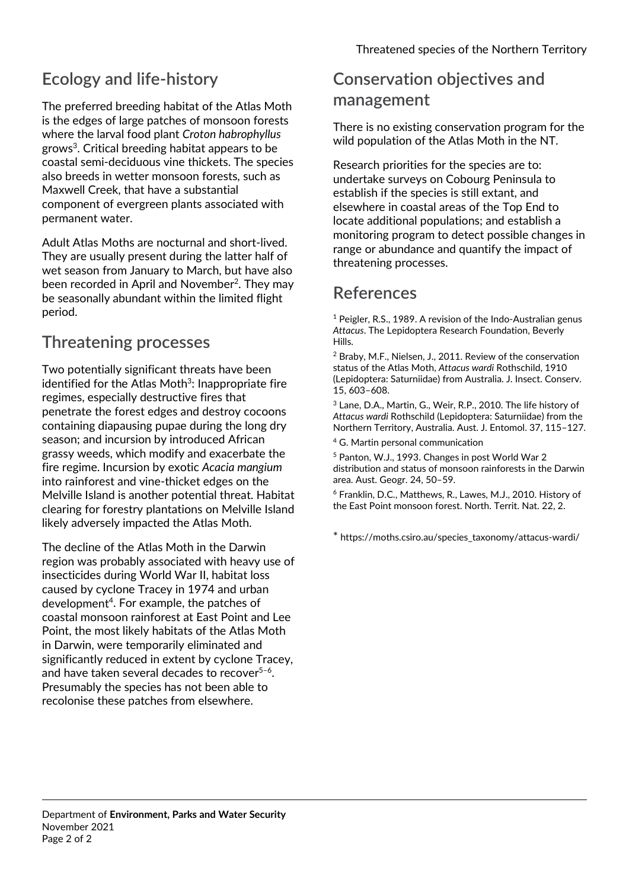## Ecology and life-history

The preferred breeding habitat of the Atlas Moth is the edges of large patches of monsoon forests where the larval food plant *Croton habrophyllus* grows[3]. Critical breeding habitat appears to be coastal semi-deciduous vine thickets. The species also breeds in wetter monsoon forests, such as Maxwell Creek, that have a substantial component of evergreen plants associated with permanent water.

Adult Atlas Moths are nocturnal and short-lived. They are usually present during the latter half of wet season from January to March, but have also been recorded in April and November[2]. They may be seasonally abundant within the limited flight period.

## Threatening processes

Two potentially significant threats have been identified for the Atlas Moth[3]: Inappropriate fire regimes, especially destructive fires that penetrate the forest edges and destroy cocoons containing diapausing pupae during the long dry season; and incursion by introduced African grassy weeds, which modify and exacerbate the fire regime. Incursion by exotic *Acacia mangium* into rainforest and vine-thicket edges on the Melville Island is another potential threat. Habitat clearing for forestry plantations on Melville Island likely adversely impacted the Atlas Moth.

The decline of the Atlas Moth in the Darwin region was probably associated with heavy use of insecticides during World War II, habitat loss caused by cyclone Tracey in 1974 and urban development[4]. For example, the patches of coastal monsoon rainforest at East Point and Lee Point, the most likely habitats of the Atlas Moth in Darwin, were temporarily eliminated and significantly reduced in extent by cyclone Tracey, and have taken several decades to recover[5–6]. Presumably the species has not been able to recolonise these patches from elsewhere.

## Conservation objectives and management

There is no existing conservation program for the wild population of the Atlas Moth in the NT.

Research priorities for the species are to: undertake surveys on Cobourg Peninsula to establish if the species is still extant, and elsewhere in coastal areas of the Top End to locate additional populations; and establish a monitoring program to detect possible changes in range or abundance and quantify the impact of threatening processes.

## References

[1] Peigler, R.S., 1989. A revision of the Indo-Australian genus *Attacus*. The Lepidoptera Research Foundation, Beverly Hills.

[2] Braby, M.F., Nielsen, J., 2011. Review of the conservation status of the Atlas Moth, *Attacus wardi* Rothschild, 1910 (Lepidoptera: Saturniidae) from Australia. J. Insect. Conserv. 15, 603–608.

[3] Lane, D.A., Martin, G., Weir, R.P., 2010. The life history of *Attacus wardi* Rothschild (Lepidoptera: Saturniidae) from the Northern Territory, Australia. Aust. J. Entomol. 37, 115–127.

[4] G. Martin personal communication

[5] Panton, W.J., 1993. Changes in post World War 2 distribution and status of monsoon rainforests in the Darwin area. Aust. Geogr. 24, 50–59.

[6] Franklin, D.C., Matthews, R., Lawes, M.J., 2010. History of the East Point monsoon forest. North. Territ. Nat. 22, 2.

* https://moths.csiro.au/species_taxonomy/attacus-wardi/

Department of **Environment, Parks and Water Security**
November 2021